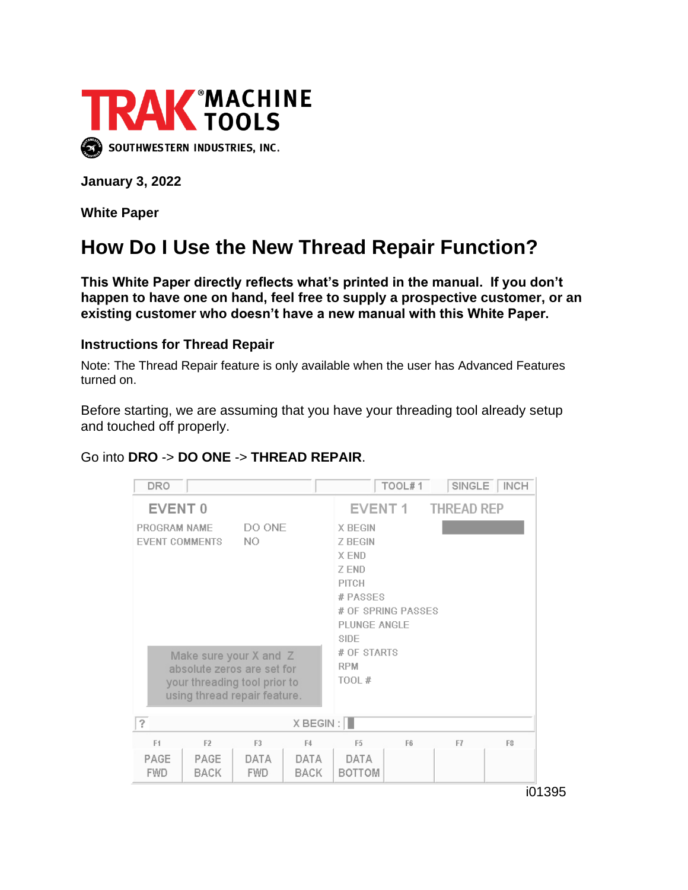TRAK® MACHINE TOOLS

SOUTHWESTERN INDUSTRIES, INC.

**January 3, 2022**

**White Paper**

# How Do I Use the New Thread Repair Function?

**This White Paper directly reflects what's printed in the manual. If you don't happen to have one on hand, feel free to supply a prospective customer, or an existing customer who doesn't have a new manual with this White Paper.**

### Instructions for Thread Repair

Note: The Thread Repair feature is only available when the user has Advanced Features turned on.

Before starting, we are assuming that you have your threading tool already setup and touched off properly.

Go into **DRO** -> **DO ONE** -> **THREAD REPAIR**.

```
DRO                                   TOOL# 1    SINGLE  INCH

EVENT 0                          EVENT 1    THREAD REP
PROGRAM NAME     DO ONE          X BEGIN
EVENT COMMENTS   NO              Z BEGIN
                                 X END
                                 Z END
                                 PITCH
                                 # PASSES
                                 # OF SPRING PASSES
                                 PLUNGE ANGLE
                                 SIDE
 Make sure your X and Z          # OF STARTS
 absolute zeros are set for      RPM
 your threading tool prior to    TOOL #
 using thread repair feature.

?                          X BEGIN :

F1     F2     F3     F4     F5      F6   F7   F8
PAGE   PAGE   DATA   DATA   DATA
FWD    BACK   FWD    BACK   BOTTOM
```

i01395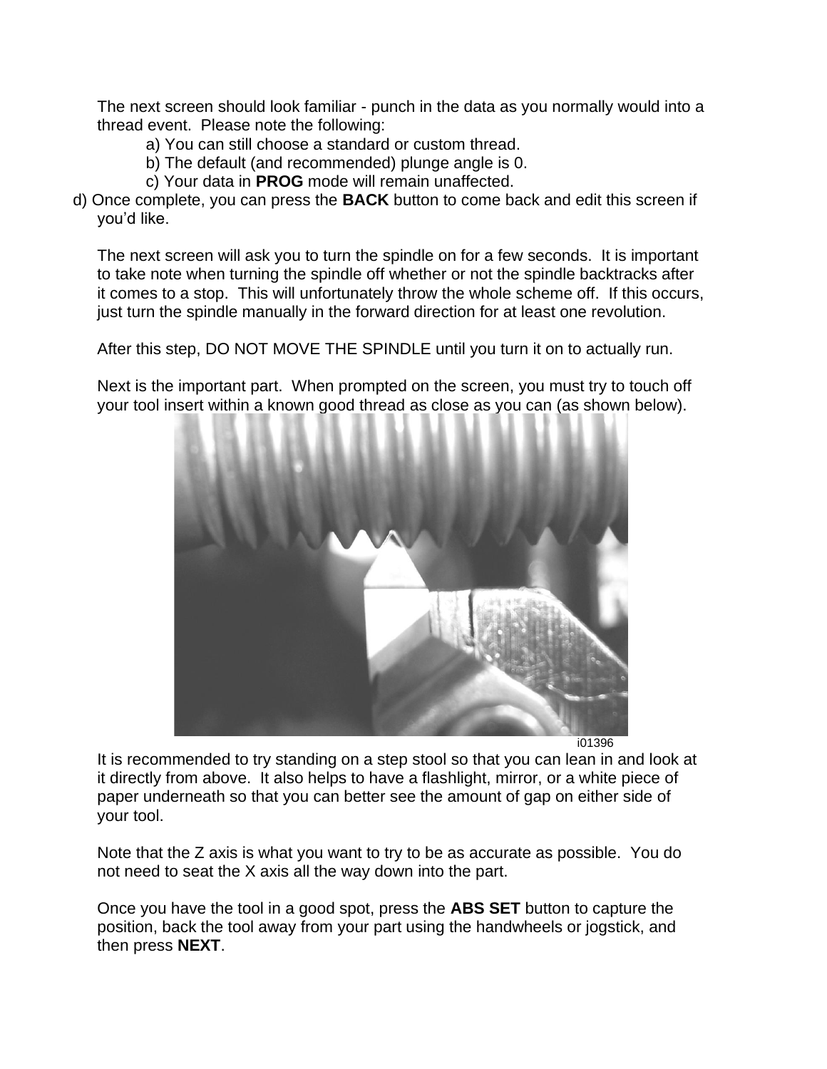The next screen should look familiar - punch in the data as you normally would into a thread event. Please note the following:

a) You can still choose a standard or custom thread.
b) The default (and recommended) plunge angle is 0.
c) Your data in **PROG** mode will remain unaffected.
d) Once complete, you can press the **BACK** button to come back and edit this screen if you'd like.

The next screen will ask you to turn the spindle on for a few seconds. It is important to take note when turning the spindle off whether or not the spindle backtracks after it comes to a stop. This will unfortunately throw the whole scheme off. If this occurs, just turn the spindle manually in the forward direction for at least one revolution.

After this step, DO NOT MOVE THE SPINDLE until you turn it on to actually run.

Next is the important part. When prompted on the screen, you must try to touch off your tool insert within a known good thread as close as you can (as shown below).

i01396

It is recommended to try standing on a step stool so that you can lean in and look at it directly from above. It also helps to have a flashlight, mirror, or a white piece of paper underneath so that you can better see the amount of gap on either side of your tool.

Note that the Z axis is what you want to try to be as accurate as possible. You do not need to seat the X axis all the way down into the part.

Once you have the tool in a good spot, press the **ABS SET** button to capture the position, back the tool away from your part using the handwheels or jogstick, and then press **NEXT**.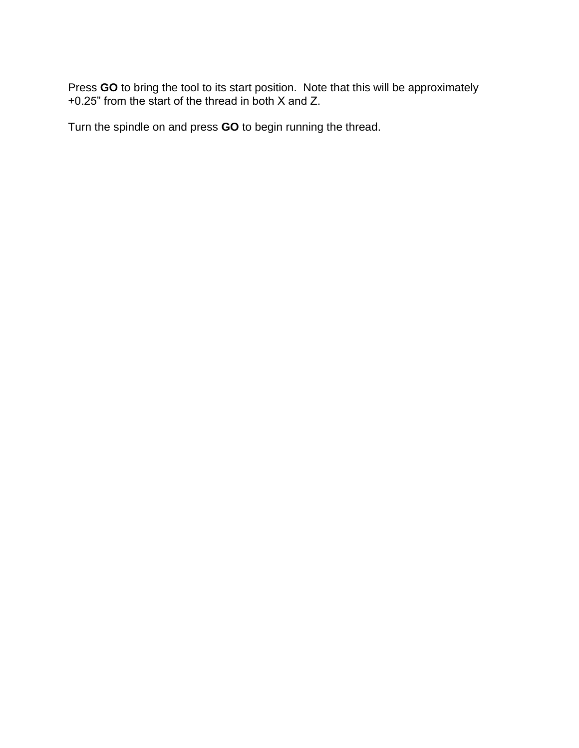Press **GO** to bring the tool to its start position.  Note that this will be approximately +0.25” from the start of the thread in both X and Z.

Turn the spindle on and press **GO** to begin running the thread.